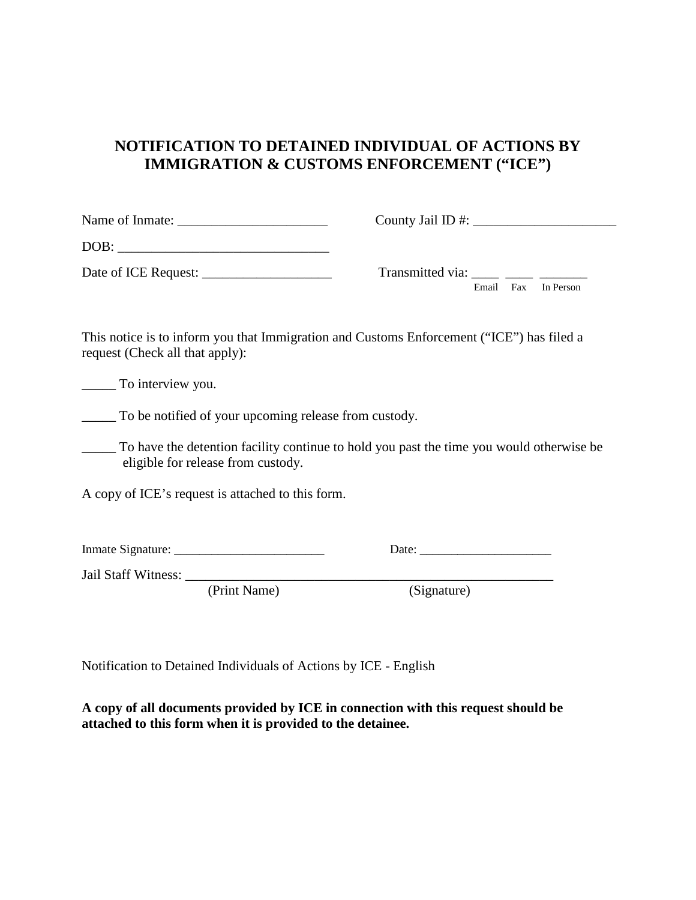# NOTIFICATION TO DETAINED INDIVIDUAL OF ACTIONS BY IMMIGRATION & CUSTOMS ENFORCEMENT ("ICE")

Name of Inmate: ______________________ County Jail ID #: _____________________

DOB: _______________________________

Date of ICE Request: ___________________ Transmitted via: ____ ____ _______
Email Fax In Person

This notice is to inform you that Immigration and Customs Enforcement ("ICE") has filed a request (Check all that apply):

_____ To interview you.

_____ To be notified of your upcoming release from custody.

_____ To have the detention facility continue to hold you past the time you would otherwise be eligible for release from custody.

A copy of ICE's request is attached to this form.

Inmate Signature: ________________________ Date: _____________________

Jail Staff Witness: _______________________________________________________
(Print Name) (Signature)

Notification to Detained Individuals of Actions by ICE - English

**A copy of all documents provided by ICE in connection with this request should be attached to this form when it is provided to the detainee.**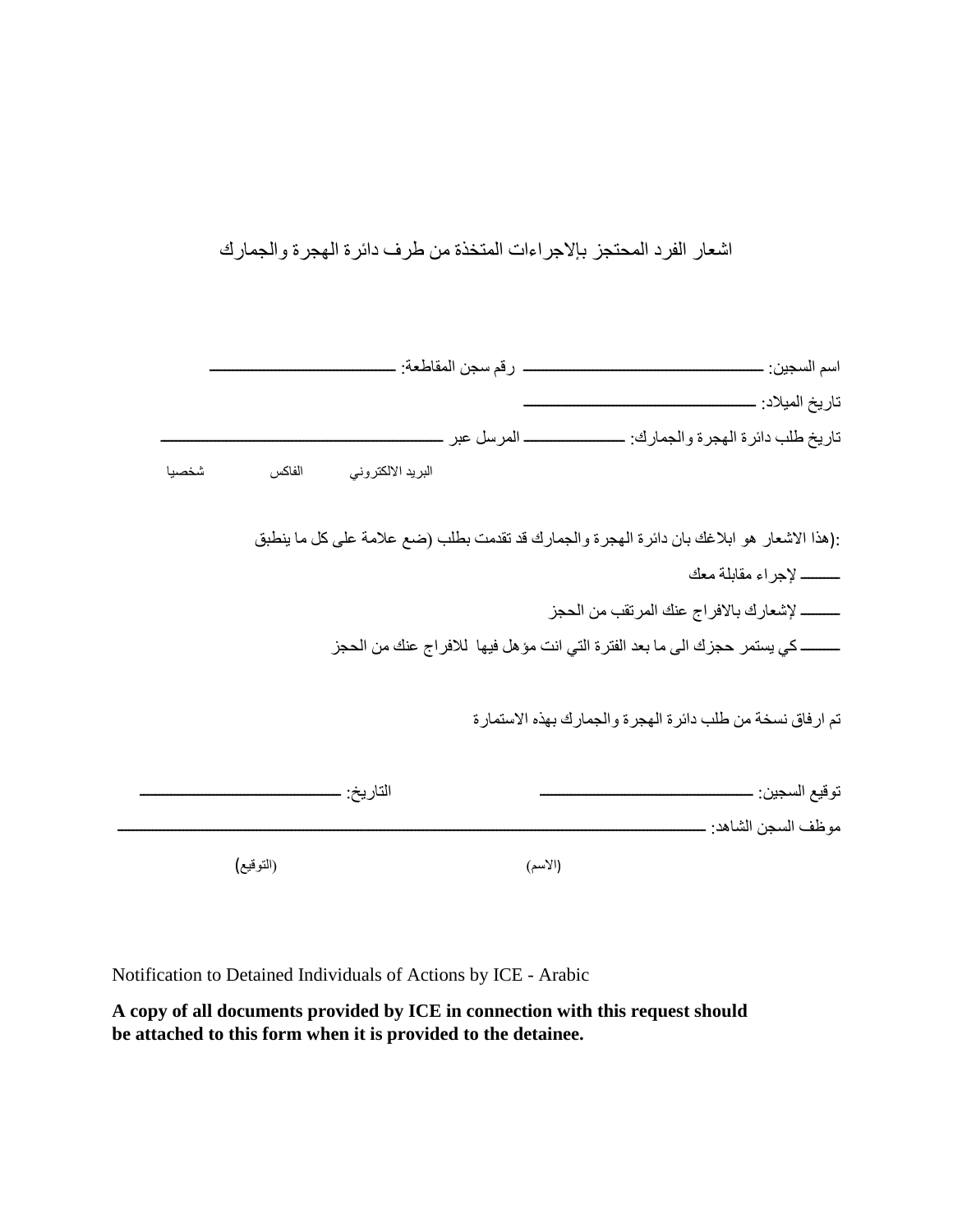# اشعار الفرد المحتجز بالإجراءات المتخذة من طرف دائرة الهجرة والجمارك

اسم السجين: ______________________ رقم سجن المقاطعة: ____________________

تاريخ الميلاد: ______________________

تاريخ طلب دائرة الهجرة والجمارك: ____________ المرسل عبر ______________________________

البريد الالكتروني الفاكس شخصيا

:(هذا الاشعار هو ابلاغك بان دائرة الهجرة والجمارك قد تقدمت بطلب (ضع علامة على كل ما ينطبق

____ لإجراء مقابلة معك

____ لإشعارك بالافراج عنك المرتقب من الحجز

____ كي يستمر حجزك الى ما بعد الفترة التي انت مؤهل فيها للافراج عنك من الحجز

تم ارفاق نسخة من طلب دائرة الهجرة والجمارك بهذه الاستمارة

توقيع السجين: ____________________ التاريخ: ____________________

موظف السجن الشاهد: ____________________________________________________________

(الاسم) (التوقيع)

Notification to Detained Individuals of Actions by ICE - Arabic

**A copy of all documents provided by ICE in connection with this request should be attached to this form when it is provided to the detainee.**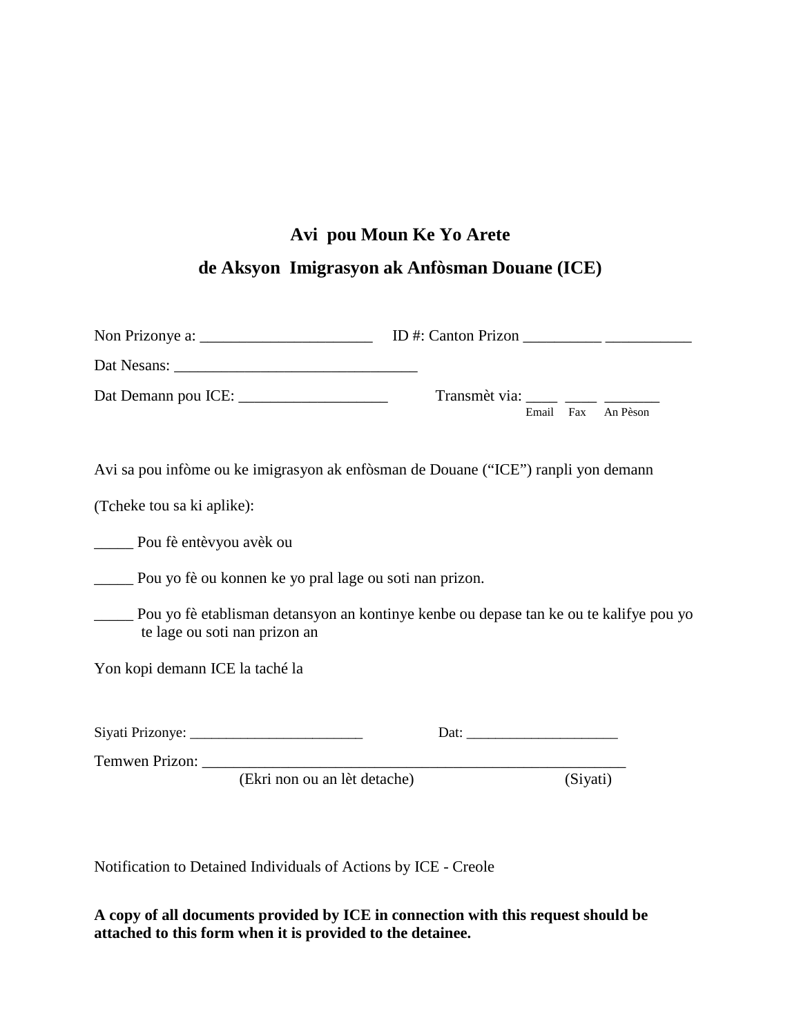# Avi pou Moun Ke Yo Arete
# de Aksyon Imigrasyon ak Anfòsman Douane (ICE)

Non Prizonye a: ______________________ ID #: Canton Prizon __________ ___________

Dat Nesans: _______________________________

Dat Demann pou ICE: ___________________ Transmèt via: ____ ____ _______
Email Fax An Pèson

Avi sa pou infòme ou ke imigrasyon ak enfòsman de Douane ("ICE") ranpli yon demann

(Tcheke tou sa ki aplike):

_____ Pou fè entèvyou avèk ou

_____ Pou yo fè ou konnen ke yo pral lage ou soti nan prizon.

_____ Pou yo fè etablisman detansyon an kontinye kenbe ou depase tan ke ou te kalifye pou yo te lage ou soti nan prizon an

Yon kopi demann ICE la taché la

Siyati Prizonye: ________________________ Dat: _____________________

Temwen Prizon: _________________________________________________________
(Ekri non ou an lèt detache) (Siyati)

Notification to Detained Individuals of Actions by ICE - Creole

**A copy of all documents provided by ICE in connection with this request should be attached to this form when it is provided to the detainee.**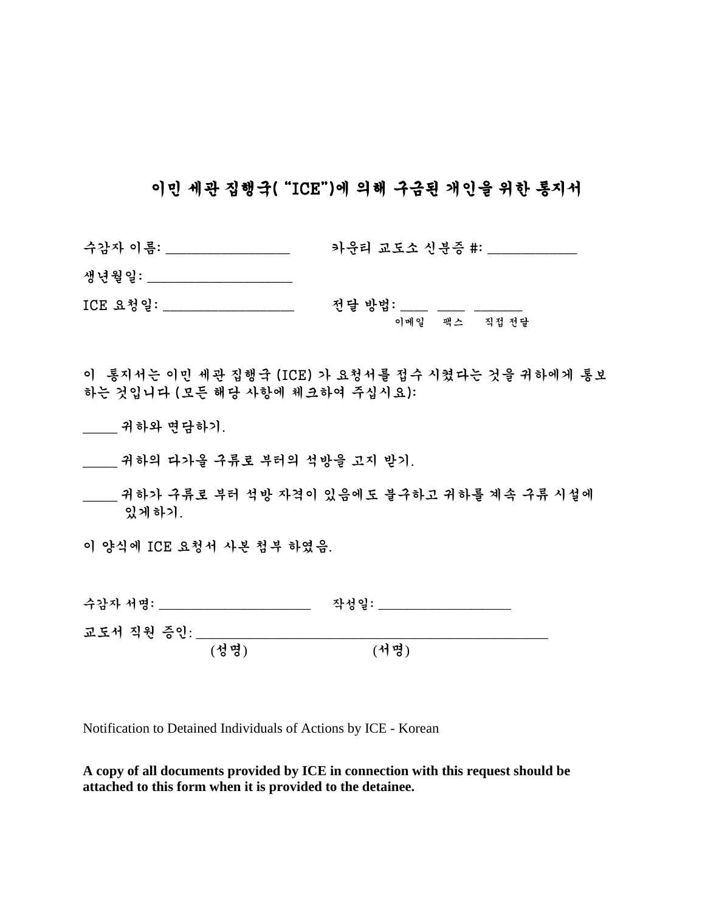# 이민 세관 집행국( "ICE")에 의해 구금된 개인을 위한 통지서

수감자 이름: ________________ 카운티 교도소 신분증 #: ___________

생년월일: __________________

ICE 요청일: _________________ 전달 방법: ____ ____ ______
이메일 팩스 직접 전달

이 통지서는 이민 세관 집행국 (ICE) 가 요청서를 접수 시켰다는 것을 귀하에게 통보하는 것입니다 (모든 해당 사항에 체크하여 주십시요):

_____ 귀하와 면담하기.

_____ 귀하의 다가올 구류로 부터의 석방을 고지 받기.

_____ 귀하가 구류로 부터 석방 자격이 있음에도 불구하고 귀하를 계속 구류 시설에 있게하기.

이 양식에 ICE 요청서 사본 첨부 하였음.

수감자 서명: ____________________ 작성일: _________________

교도서 직원 증인: _____________________________________________
(성명) (서명)

Notification to Detained Individuals of Actions by ICE - Korean

**A copy of all documents provided by ICE in connection with this request should be attached to this form when it is provided to the detainee.**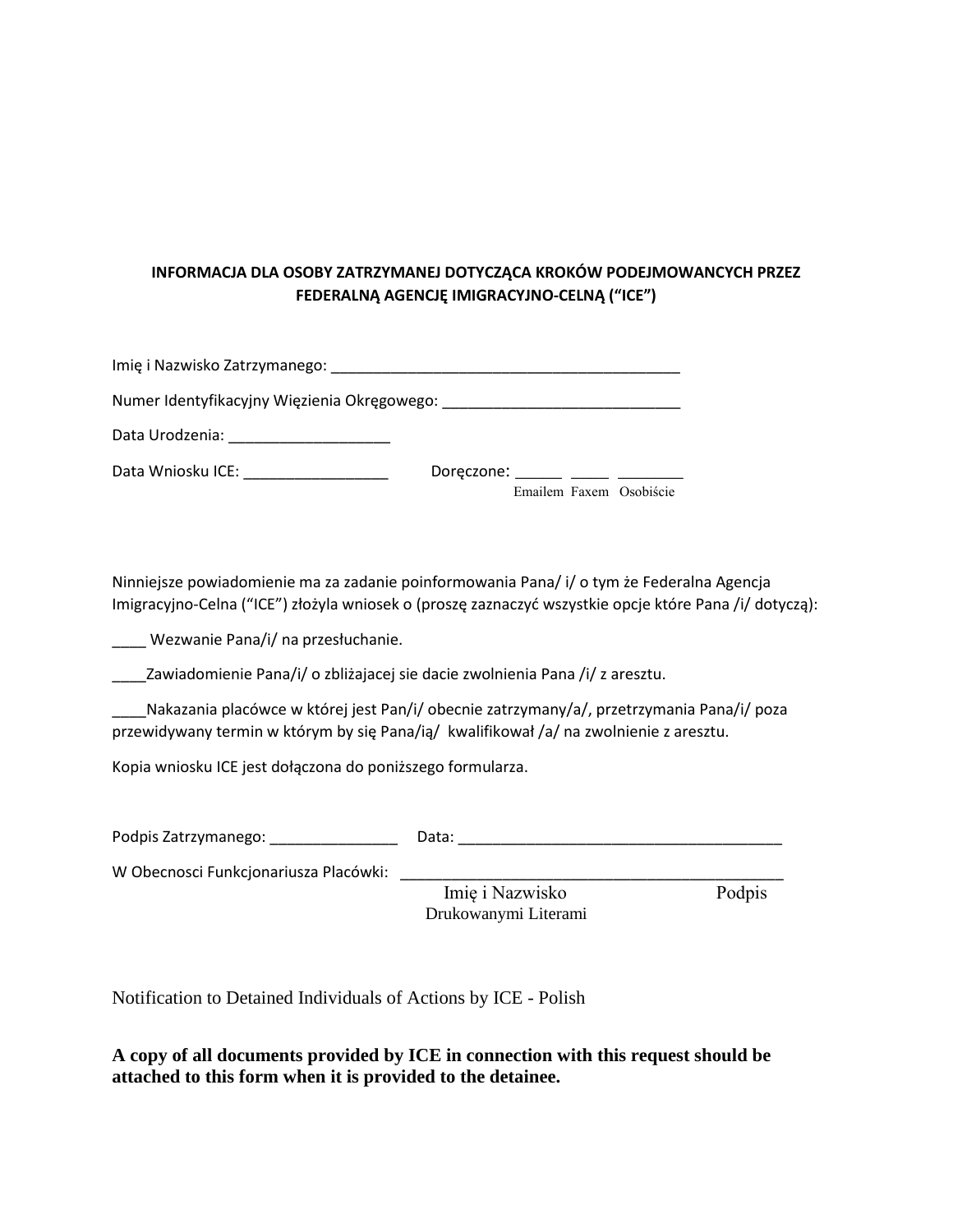**INFORMACJA DLA OSOBY ZATRZYMANEJ DOTYCZĄCA KROKÓW PODEJMOWANCYCH PRZEZ FEDERALNĄ AGENCJĘ IMIGRACYJNO-CELNĄ ("ICE")**

Imię i Nazwisko Zatrzymanego: ___________________________________________

Numer Identyfikacyjny Więzienia Okręgowego: _____________________________

Data Urodzenia: ___________________

Data Wniosku ICE: _________________ Doręczone: _____ ____ _______
Emailem Faxem Osobiście

Ninniejsze powiadomienie ma za zadanie poinformowania Pana/ i/ o tym że Federalna Agencja Imigracyjno-Celna ("ICE") złożyla wniosek o (proszę zaznaczyć wszystkie opcje które Pana /i/ dotyczą):

____ Wezwanie Pana/i/ na przesłuchanie.

____Zawiadomienie Pana/i/ o zbliżajacej sie dacie zwolnienia Pana /i/ z aresztu.

____Nakazania placówce w której jest Pan/i/ obecnie zatrzymany/a/, przetrzymania Pana/i/ poza przewidywany termin w którym by się Pana/ią/ kwalifikował /a/ na zwolnienie z aresztu.

Kopia wniosku ICE jest dołączona do poniższego formularza.

Podpis Zatrzymanego: _______________ Data: ______________________________________

W Obecnosci Funkcjonariusza Placówki: ______________________________________________
Imię i Nazwisko Drukowanymi Literami Podpis

Notification to Detained Individuals of Actions by ICE - Polish

**A copy of all documents provided by ICE in connection with this request should be attached to this form when it is provided to the detainee.**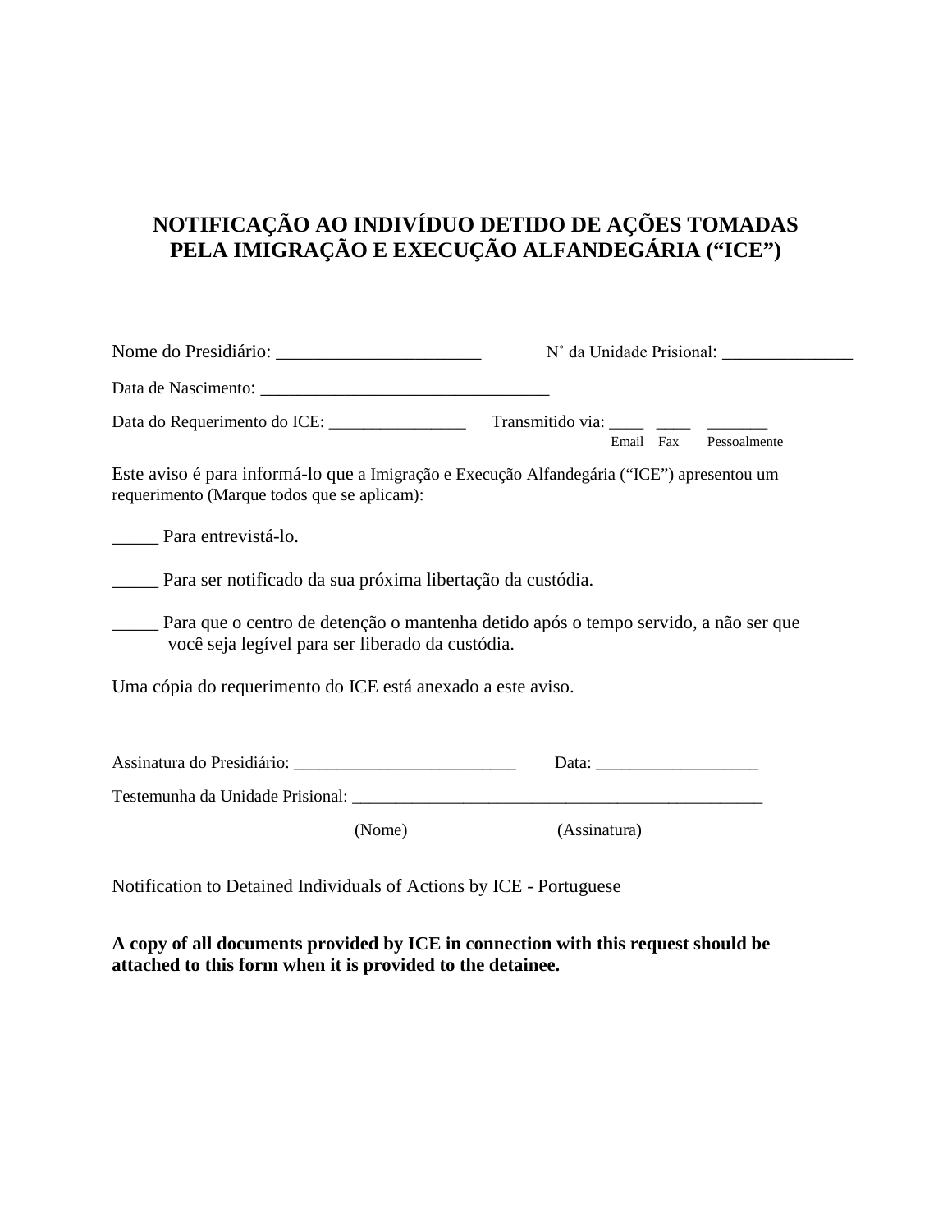# NOTIFICAÇÃO AO INDIVÍDUO DETIDO DE AÇÕES TOMADAS PELA IMIGRAÇÃO E EXECUÇÃO ALFANDEGÁRIA ("ICE")

Nome do Presidiário: ______________________ N° da Unidade Prisional: ______________

Data de Nascimento: ________________________________

Data do Requerimento do ICE: ________________ Transmitido via: ____ ____ _______
Email Fax Pessoalmente

Este aviso é para informá-lo que a Imigração e Execução Alfandegária ("ICE") apresentou um requerimento (Marque todos que se aplicam):

_____ Para entrevistá-lo.

_____ Para ser notificado da sua próxima libertação da custódia.

_____ Para que o centro de detenção o mantenha detido após o tempo servido, a não ser que você seja legível para ser liberado da custódia.

Uma cópia do requerimento do ICE está anexado a este aviso.

Assinatura do Presidiário: __________________________ Data: ___________________

Testemunha da Unidade Prisional: ________________________________________________
(Nome) (Assinatura)

Notification to Detained Individuals of Actions by ICE - Portuguese

**A copy of all documents provided by ICE in connection with this request should be attached to this form when it is provided to the detainee.**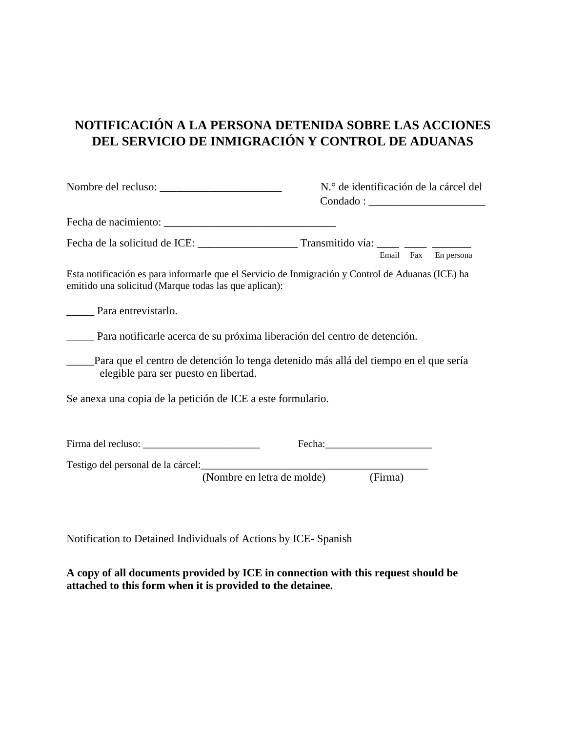# NOTIFICACIÓN A LA PERSONA DETENIDA SOBRE LAS ACCIONES DEL SERVICIO DE INMIGRACIÓN Y CONTROL DE ADUANAS

Nombre del recluso: ______________________ N.° de identificación de la cárcel del Condado : _____________________

Fecha de nacimiento: _______________________________

Fecha de la solicitud de ICE: __________________ Transmitido vía: ____ ____ _______
Email Fax En persona

Esta notificación es para informarle que el Servicio de Inmigración y Control de Aduanas (ICE) ha emitido una solicitud (Marque todas las que aplican):

_____ Para entrevistarlo.

_____ Para notificarle acerca de su próxima liberación del centro de detención.

_____Para que el centro de detención lo tenga detenido más allá del tiempo en el que sería elegible para ser puesto en libertad.

Se anexa una copia de la petición de ICE a este formulario.

Firma del recluso: _______________________ Fecha:_____________________

Testigo del personal de la cárcel:___________________________________________
(Nombre en letra de molde) (Firma)

Notification to Detained Individuals of Actions by ICE- Spanish

**A copy of all documents provided by ICE in connection with this request should be attached to this form when it is provided to the detainee.**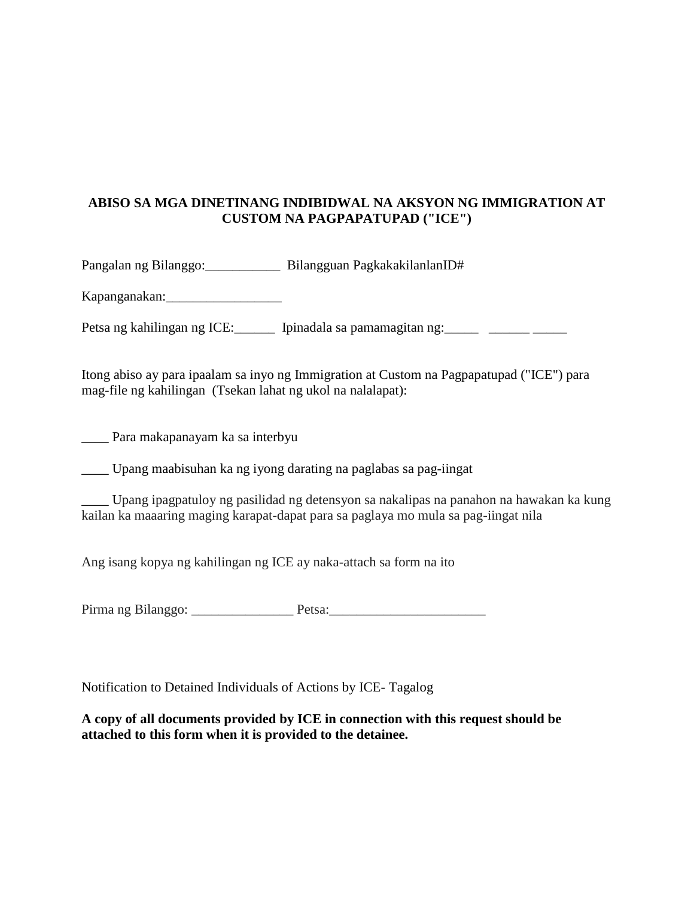**ABISO SA MGA DINETINANG INDIBIDWAL NA AKSYON NG IMMIGRATION AT CUSTOM NA PAGPAPATUPAD ("ICE")**

Pangalan ng Bilanggo:___________ Bilangguan PagkakakilanlanID#

Kapanganakan:_________________

Petsa ng kahilingan ng ICE:______ Ipinadala sa pamamagitan ng:_____ ______ _____

Itong abiso ay para ipaalam sa inyo ng Immigration at Custom na Pagpapatupad ("ICE") para mag-file ng kahilingan (Tsekan lahat ng ukol na nalalapat):

____ Para makapanayam ka sa interbyu

____ Upang maabisuhan ka ng iyong darating na paglabas sa pag-iingat

____ Upang ipagpatuloy ng pasilidad ng detensyon sa nakalipas na panahon na hawakan ka kung kailan ka maaaring maging karapat-dapat para sa paglaya mo mula sa pag-iingat nila

Ang isang kopya ng kahilingan ng ICE ay naka-attach sa form na ito

Pirma ng Bilanggo: _______________ Petsa:_______________________

Notification to Detained Individuals of Actions by ICE- Tagalog

**A copy of all documents provided by ICE in connection with this request should be attached to this form when it is provided to the detainee.**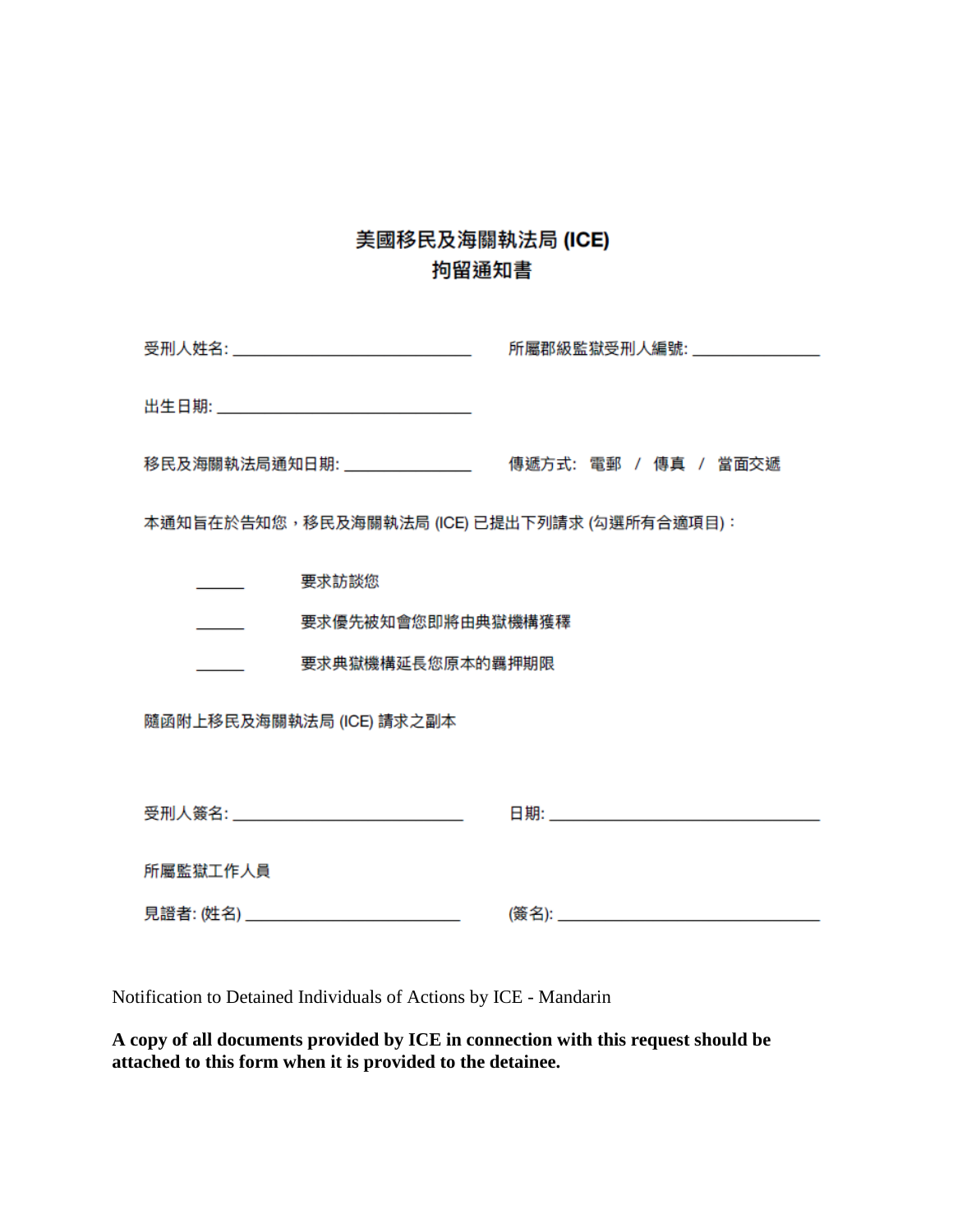# 美國移民及海關執法局 (ICE)
## 拘留通知書

受刑人姓名: ______________________________ 所屬郡級監獄受刑人編號: ________________

出生日期: ______________________________

移民及海關執法局通知日期: ________________ 傳遞方式: 電郵 / 傳真 / 當面交遞

本通知旨在於告知您，移民及海關執法局 (ICE) 已提出下列請求 (勾選所有合適項目)：

______ 要求訪談您

______ 要求優先被知會您即將由典獄機構獲釋

______ 要求典獄機構延長您原本的羈押期限

隨函附上移民及海關執法局 (ICE) 請求之副本

受刑人簽名: ____________________________ 日期: ________________________________

所屬監獄工作人員

見證者: (姓名) ___________________________ (簽名): ________________________________

Notification to Detained Individuals of Actions by ICE - Mandarin

**A copy of all documents provided by ICE in connection with this request should be attached to this form when it is provided to the detainee.**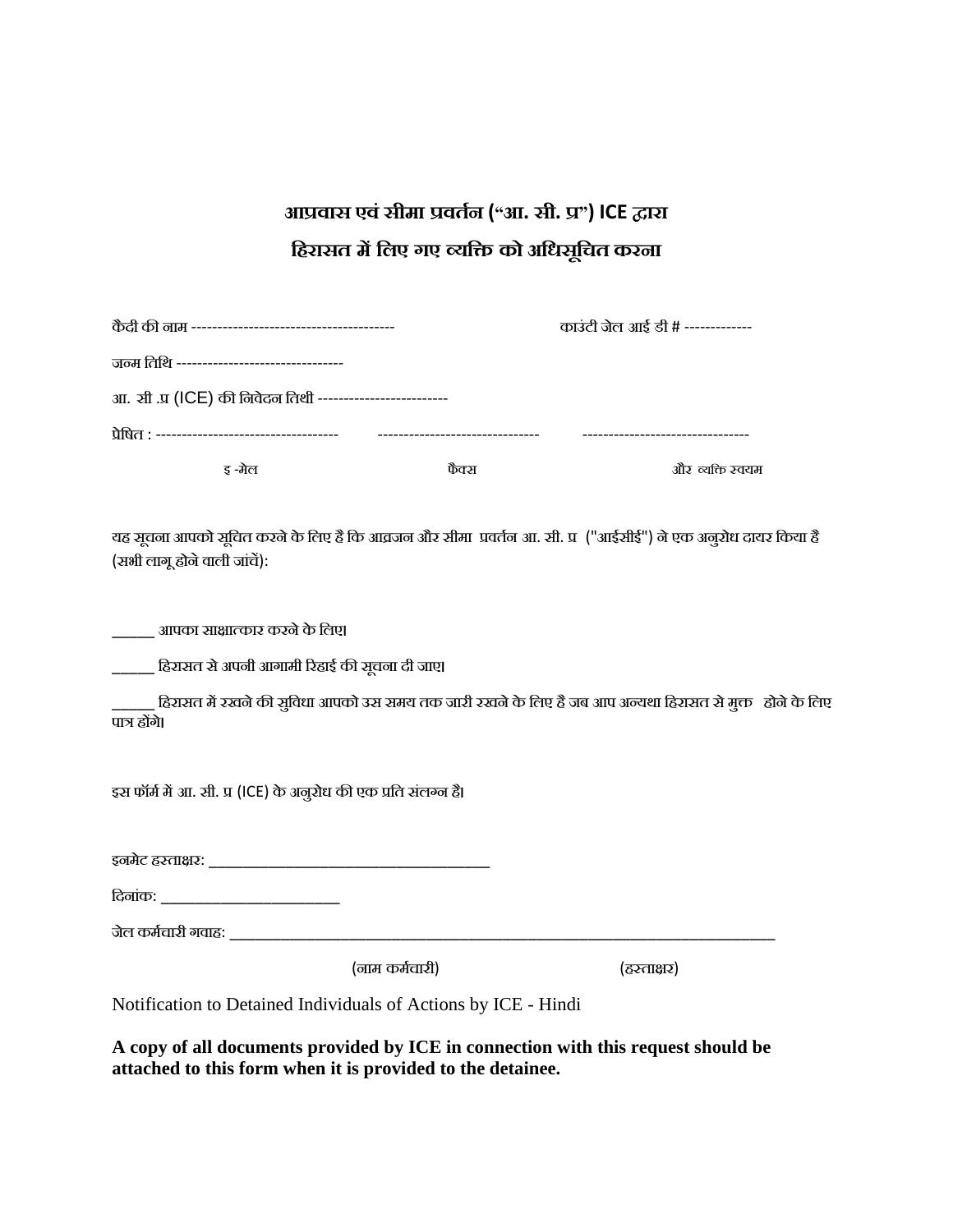## आप्रवास एवं सीमा प्रवर्तन ("आ. सी. प्र") ICE द्वारा हिरासत में लिए गए व्यक्ति को अधिसूचित करना

कैदी की नाम --------------------------------------- काउंटी जेल आई डी # -------------

जन्म तिथि --------------------------------

आ. सी .प्र (ICE) की निवेदन तिथी -------------------------

प्रेषित : ----------------------------------- ------------------------------- --------------------------------

इ -मेल फैक्स और व्यक्ति स्वयम

यह सूचना आपको सूचित करने के लिए है कि आव्रजन और सीमा प्रवर्तन आ. सी. प्र ("आईसीई") ने एक अनुरोध दायर किया है (सभी लागू होने वाली जांचें):

______ आपका साक्षात्कार करने के लिए।

______ हिरासत से अपनी आगामी रिहाई की सूचना दी जाए।

______ हिरासत में रखने की सुविधा आपको उस समय तक जारी रखने के लिए है जब आप अन्यथा हिरासत से मुक्त होने के लिए पात्र होंगे।

इस फॉर्म में आ. सी. प्र (ICE) के अनुरोध की एक प्रति संलग्न है।

इनमेट हस्ताक्षर: ____________________________________

दिनांक: _______________________

जेल कर्मचारी गवाह: ________________________________________________________________________

(नाम कर्मचारी) (हस्ताक्षर)

Notification to Detained Individuals of Actions by ICE - Hindi

**A copy of all documents provided by ICE in connection with this request should be attached to this form when it is provided to the detainee.**